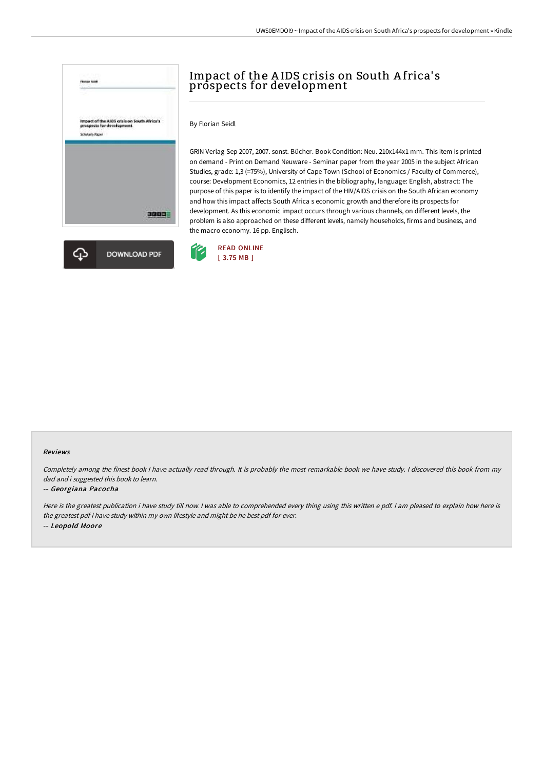# Impact of the AIDS crisis on South Africa's prospects for development

By Florian Seidl

GRIN Verlag Sep 2007, 2007. sonst. Bücher. Book Condition: Neu. 210x144x1 mm. This item is printed on demand - Print on Demand Neuware - Seminar paper from the year 2005 in the subject African Studies, grade: 1,3 (=75%), University of Cape Town (School of Economics / Faculty of Commerce), course: Development Economics, 12 entries in the bibliography, language: English, abstract: The purpose of this paper is to identify the impact of the HIV/AIDS crisis on the South African economy and how this impact affects South Africa s economic growth and therefore its prospects for development. As this economic impact occurs through various channels, on different levels, the problem is also approached on these different levels, namely households, firms and business, and the macro economy. 16 pp. Englisch.

DOWNLOAD PDF

READ ONLINE
[ 3.75 MB ]

### Reviews

*Completely among the finest book I have actually read through. It is probably the most remarkable book we have study. I discovered this book from my dad and i suggested this book to learn.*

-- *Georgiana Pacocha*

*Here is the greatest publication i have study till now. I was able to comprehended every thing using this written e pdf. I am pleased to explain how here is the greatest pdf i have study within my own lifestyle and might be he best pdf for ever.*

-- *Leopold Moore*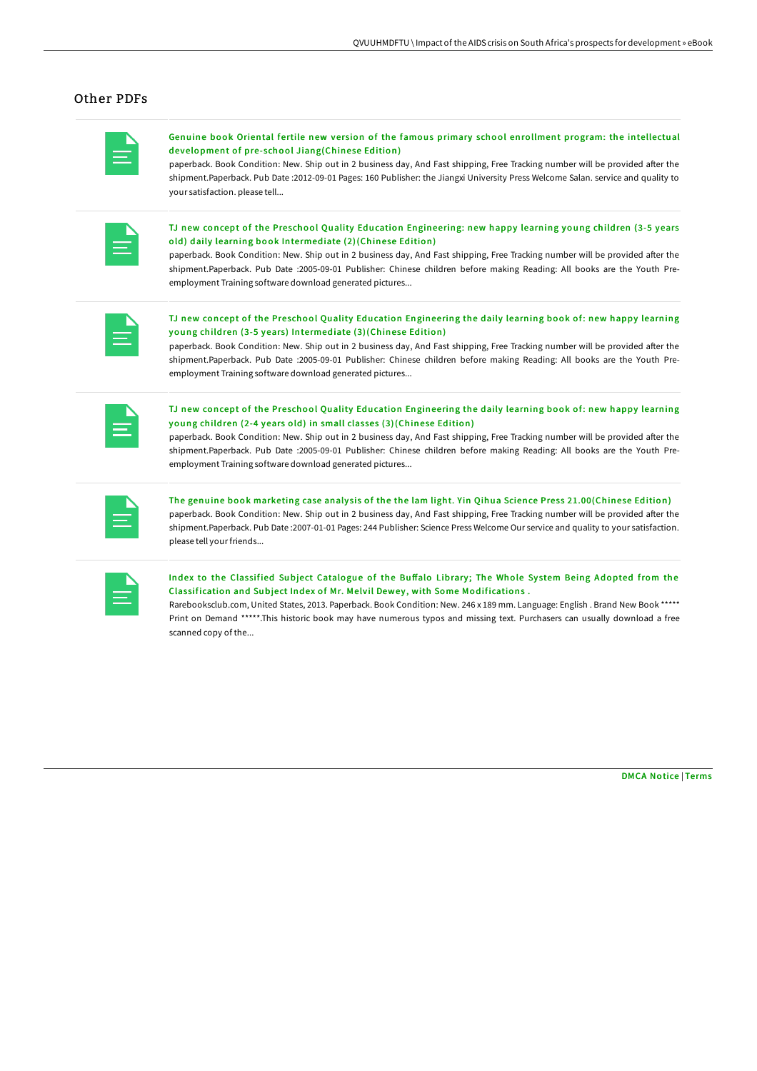## Other PDFs

**Genuine book Oriental fertile new version of the famous primary school enrollment program: the intellectual development of pre-school Jiang(Chinese Edition)**

paperback. Book Condition: New. Ship out in 2 business day, And Fast shipping, Free Tracking number will be provided after the shipment.Paperback. Pub Date :2012-09-01 Pages: 160 Publisher: the Jiangxi University Press Welcome Salan. service and quality to your satisfaction. please tell...

**TJ new concept of the Preschool Quality Education Engineering: new happy learning young children (3-5 years old) daily learning book Intermediate (2)(Chinese Edition)**

paperback. Book Condition: New. Ship out in 2 business day, And Fast shipping, Free Tracking number will be provided after the shipment.Paperback. Pub Date :2005-09-01 Publisher: Chinese children before making Reading: All books are the Youth Pre-employment Training software download generated pictures...

**TJ new concept of the Preschool Quality Education Engineering the daily learning book of: new happy learning young children (3-5 years) Intermediate (3)(Chinese Edition)**

paperback. Book Condition: New. Ship out in 2 business day, And Fast shipping, Free Tracking number will be provided after the shipment.Paperback. Pub Date :2005-09-01 Publisher: Chinese children before making Reading: All books are the Youth Pre-employment Training software download generated pictures...

**TJ new concept of the Preschool Quality Education Engineering the daily learning book of: new happy learning young children (2-4 years old) in small classes (3)(Chinese Edition)**

paperback. Book Condition: New. Ship out in 2 business day, And Fast shipping, Free Tracking number will be provided after the shipment.Paperback. Pub Date :2005-09-01 Publisher: Chinese children before making Reading: All books are the Youth Pre-employment Training software download generated pictures...

**The genuine book marketing case analysis of the the lam light. Yin Qihua Science Press 21.00(Chinese Edition)**

paperback. Book Condition: New. Ship out in 2 business day, And Fast shipping, Free Tracking number will be provided after the shipment.Paperback. Pub Date :2007-01-01 Pages: 244 Publisher: Science Press Welcome Our service and quality to your satisfaction. please tell your friends...

**Index to the Classified Subject Catalogue of the Buffalo Library; The Whole System Being Adopted from the Classification and Subject Index of Mr. Melvil Dewey, with Some Modifications .**

Rarebooksclub.com, United States, 2013. Paperback. Book Condition: New. 246 x 189 mm. Language: English . Brand New Book ***** Print on Demand *****.This historic book may have numerous typos and missing text. Purchasers can usually download a free scanned copy of the...